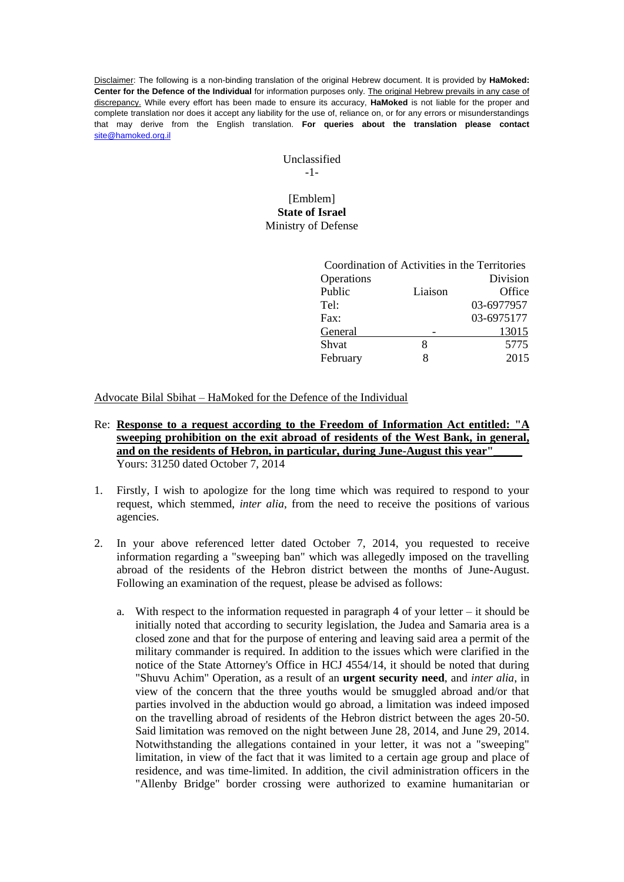Disclaimer: The following is a non-binding translation of the original Hebrew document. It is provided by **HaMoked: Center for the Defence of the Individual** for information purposes only. The original Hebrew prevails in any case of discrepancy. While every effort has been made to ensure its accuracy, **HaMoked** is not liable for the proper and complete translation nor does it accept any liability for the use of, reliance on, or for any errors or misunderstandings that may derive from the English translation. **For queries about the translation please contact** site@hamoked.org.il

Unclassified

[Emblem]
**State of Israel**
Ministry of Defense

Coordination of Activities in the Territories
Operations Division
Public Liaison Office
Tel: 03-6977957
Fax: 03-6975177
General - 13015
Shvat 8 5775
February 8 2015

Advocate Bilal Sbihat – HaMoked for the Defence of the Individual

Re: **Response to a request according to the Freedom of Information Act entitled: "A sweeping prohibition on the exit abroad of residents of the West Bank, in general, and on the residents of Hebron, in particular, during June-August this year"**
Yours: 31250 dated October 7, 2014

1. Firstly, I wish to apologize for the long time which was required to respond to your request, which stemmed, *inter alia*, from the need to receive the positions of various agencies.

2. In your above referenced letter dated October 7, 2014, you requested to receive information regarding a "sweeping ban" which was allegedly imposed on the travelling abroad of the residents of the Hebron district between the months of June-August. Following an examination of the request, please be advised as follows:

   a. With respect to the information requested in paragraph 4 of your letter – it should be initially noted that according to security legislation, the Judea and Samaria area is a closed zone and that for the purpose of entering and leaving said area a permit of the military commander is required. In addition to the issues which were clarified in the notice of the State Attorney's Office in HCJ 4554/14, it should be noted that during "Shuvu Achim" Operation, as a result of an **urgent security need**, and *inter alia*, in view of the concern that the three youths would be smuggled abroad and/or that parties involved in the abduction would go abroad, a limitation was indeed imposed on the travelling abroad of residents of the Hebron district between the ages 20-50. Said limitation was removed on the night between June 28, 2014, and June 29, 2014. Notwithstanding the allegations contained in your letter, it was not a "sweeping" limitation, in view of the fact that it was limited to a certain age group and place of residence, and was time-limited. In addition, the civil administration officers in the "Allenby Bridge" border crossing were authorized to examine humanitarian or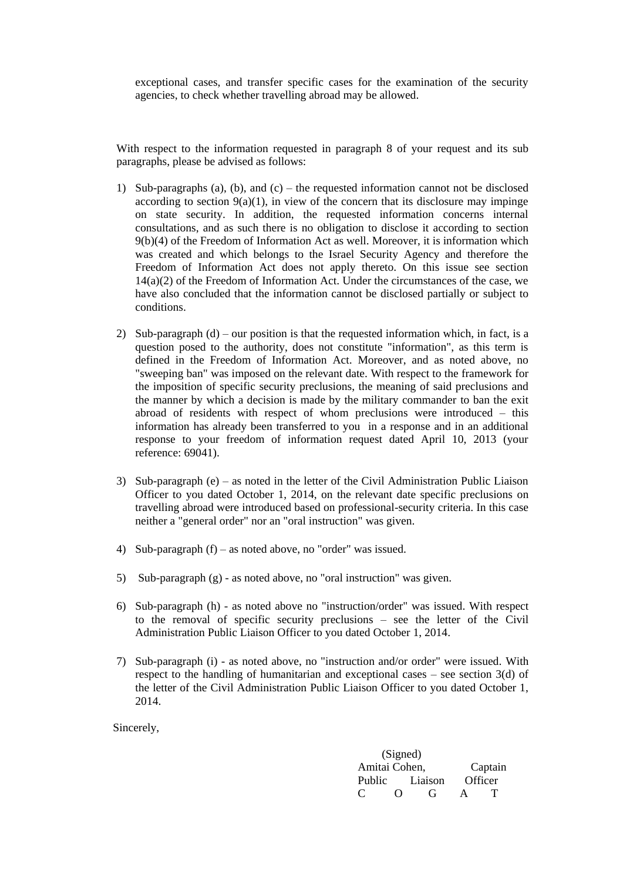exceptional cases, and transfer specific cases for the examination of the security agencies, to check whether travelling abroad may be allowed.

With respect to the information requested in paragraph 8 of your request and its sub paragraphs, please be advised as follows:

1) Sub-paragraphs (a), (b), and (c) – the requested information cannot not be disclosed according to section 9(a)(1), in view of the concern that its disclosure may impinge on state security. In addition, the requested information concerns internal consultations, and as such there is no obligation to disclose it according to section 9(b)(4) of the Freedom of Information Act as well. Moreover, it is information which was created and which belongs to the Israel Security Agency and therefore the Freedom of Information Act does not apply thereto. On this issue see section 14(a)(2) of the Freedom of Information Act. Under the circumstances of the case, we have also concluded that the information cannot be disclosed partially or subject to conditions.

2) Sub-paragraph (d) – our position is that the requested information which, in fact, is a question posed to the authority, does not constitute "information", as this term is defined in the Freedom of Information Act. Moreover, and as noted above, no "sweeping ban" was imposed on the relevant date. With respect to the framework for the imposition of specific security preclusions, the meaning of said preclusions and the manner by which a decision is made by the military commander to ban the exit abroad of residents with respect of whom preclusions were introduced – this information has already been transferred to you in a response and in an additional response to your freedom of information request dated April 10, 2013 (your reference: 69041).

3) Sub-paragraph (e) – as noted in the letter of the Civil Administration Public Liaison Officer to you dated October 1, 2014, on the relevant date specific preclusions on travelling abroad were introduced based on professional-security criteria. In this case neither a "general order" nor an "oral instruction" was given.

4) Sub-paragraph (f) – as noted above, no "order" was issued.

5) Sub-paragraph (g) - as noted above, no "oral instruction" was given.

6) Sub-paragraph (h) - as noted above no "instruction/order" was issued. With respect to the removal of specific security preclusions – see the letter of the Civil Administration Public Liaison Officer to you dated October 1, 2014.

7) Sub-paragraph (i) - as noted above, no "instruction and/or order" were issued. With respect to the handling of humanitarian and exceptional cases – see section 3(d) of the letter of the Civil Administration Public Liaison Officer to you dated October 1, 2014.

Sincerely,

(Signed)
Amitai Cohen, Captain
Public Liaison Officer
COGAT